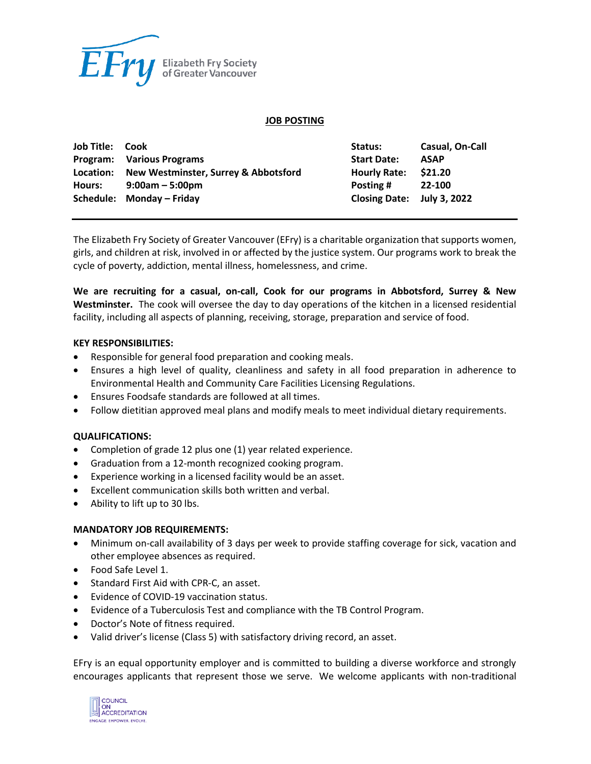Elizabeth Fry Society of Greater Vancouver

## JOB POSTING

| | | | |
|---|---|---|---|
| **Job Title:** | **Cook** | **Status:** | **Casual, On-Call** |
| **Program:** | **Various Programs** | **Start Date:** | **ASAP** |
| **Location:** | **New Westminster, Surrey & Abbotsford** | **Hourly Rate:** | **$21.20** |
| **Hours:** | **9:00am – 5:00pm** | **Posting #** | **22-100** |
| **Schedule:** | **Monday – Friday** | **Closing Date:** | **July 3, 2022** |

---

The Elizabeth Fry Society of Greater Vancouver (EFry) is a charitable organization that supports women, girls, and children at risk, involved in or affected by the justice system. Our programs work to break the cycle of poverty, addiction, mental illness, homelessness, and crime.

**We are recruiting for a casual, on-call, Cook for our programs in Abbotsford, Surrey & New Westminster.** The cook will oversee the day to day operations of the kitchen in a licensed residential facility, including all aspects of planning, receiving, storage, preparation and service of food.

### KEY RESPONSIBILITIES:

- Responsible for general food preparation and cooking meals.
- Ensures a high level of quality, cleanliness and safety in all food preparation in adherence to Environmental Health and Community Care Facilities Licensing Regulations.
- Ensures Foodsafe standards are followed at all times.
- Follow dietitian approved meal plans and modify meals to meet individual dietary requirements.

### QUALIFICATIONS:

- Completion of grade 12 plus one (1) year related experience.
- Graduation from a 12-month recognized cooking program.
- Experience working in a licensed facility would be an asset.
- Excellent communication skills both written and verbal.
- Ability to lift up to 30 lbs.

### MANDATORY JOB REQUIREMENTS:

- Minimum on-call availability of 3 days per week to provide staffing coverage for sick, vacation and other employee absences as required.
- Food Safe Level 1.
- Standard First Aid with CPR-C, an asset.
- Evidence of COVID-19 vaccination status.
- Evidence of a Tuberculosis Test and compliance with the TB Control Program.
- Doctor's Note of fitness required.
- Valid driver's license (Class 5) with satisfactory driving record, an asset.

EFry is an equal opportunity employer and is committed to building a diverse workforce and strongly encourages applicants that represent those we serve. We welcome applicants with non-traditional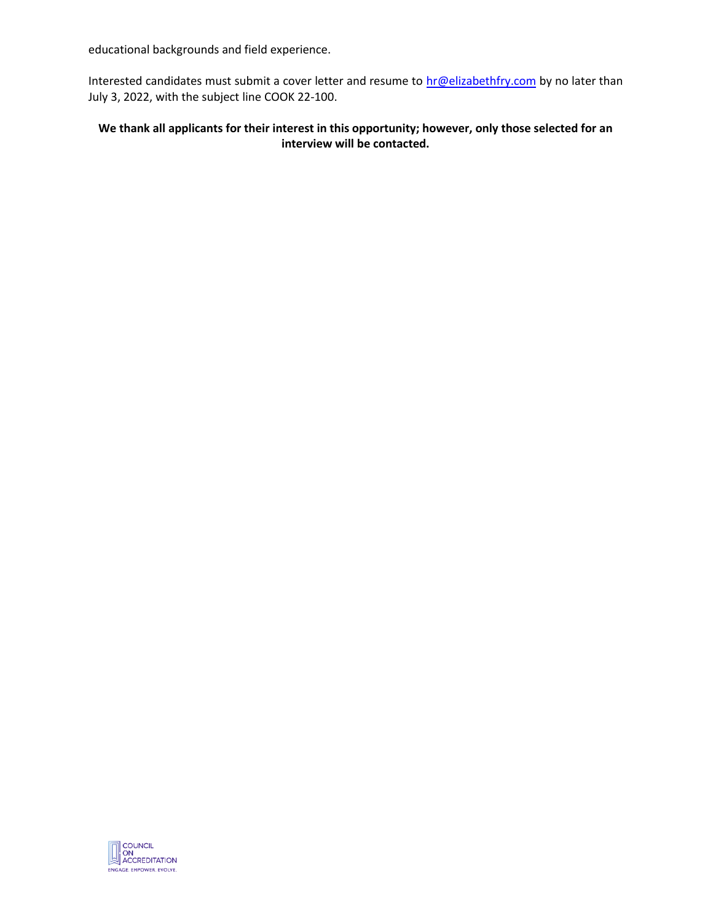educational backgrounds and field experience.

Interested candidates must submit a cover letter and resume to hr@elizabethfry.com by no later than July 3, 2022, with the subject line COOK 22-100.

**We thank all applicants for their interest in this opportunity; however, only those selected for an interview will be contacted.**

COUNCIL ON ACCREDITATION
ENGAGE. EMPOWER. EVOLVE.